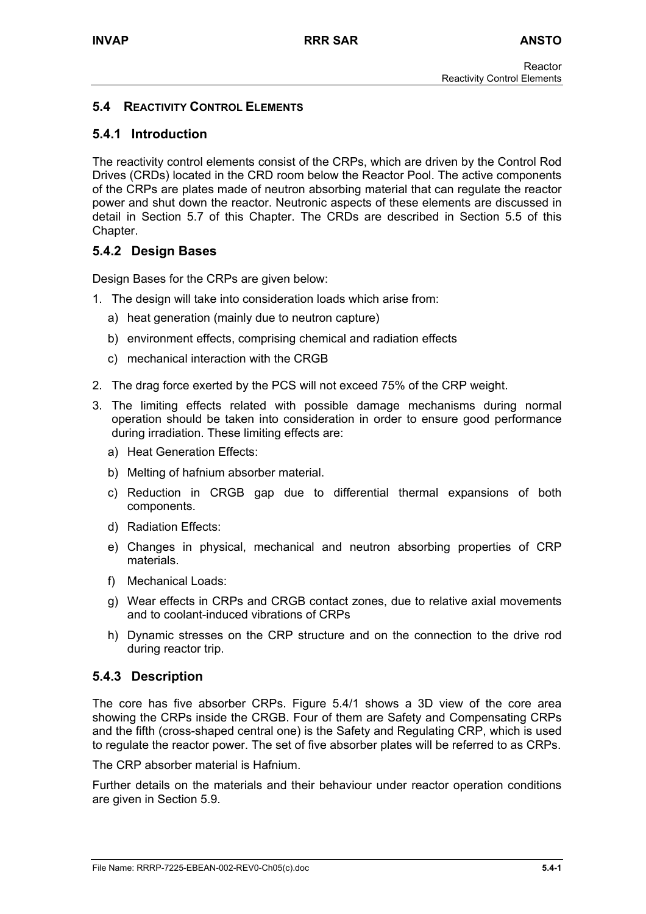## 5.4 REACTIVITY CONTROL ELEMENTS

### 5.4.1 Introduction

The reactivity control elements consist of the CRPs, which are driven by the Control Rod Drives (CRDs) located in the CRD room below the Reactor Pool. The active components of the CRPs are plates made of neutron absorbing material that can regulate the reactor power and shut down the reactor. Neutronic aspects of these elements are discussed in detail in Section 5.7 of this Chapter. The CRDs are described in Section 5.5 of this Chapter.

### 5.4.2 Design Bases

Design Bases for the CRPs are given below:

1. The design will take into consideration loads which arise from:
   a) heat generation (mainly due to neutron capture)
   b) environment effects, comprising chemical and radiation effects
   c) mechanical interaction with the CRGB
2. The drag force exerted by the PCS will not exceed 75% of the CRP weight.
3. The limiting effects related with possible damage mechanisms during normal operation should be taken into consideration in order to ensure good performance during irradiation. These limiting effects are:
   a) Heat Generation Effects:
   b) Melting of hafnium absorber material.
   c) Reduction in CRGB gap due to differential thermal expansions of both components.
   d) Radiation Effects:
   e) Changes in physical, mechanical and neutron absorbing properties of CRP materials.
   f) Mechanical Loads:
   g) Wear effects in CRPs and CRGB contact zones, due to relative axial movements and to coolant-induced vibrations of CRPs
   h) Dynamic stresses on the CRP structure and on the connection to the drive rod during reactor trip.

### 5.4.3 Description

The core has five absorber CRPs. Figure 5.4/1 shows a 3D view of the core area showing the CRPs inside the CRGB. Four of them are Safety and Compensating CRPs and the fifth (cross-shaped central one) is the Safety and Regulating CRP, which is used to regulate the reactor power. The set of five absorber plates will be referred to as CRPs.

The CRP absorber material is Hafnium.

Further details on the materials and their behaviour under reactor operation conditions are given in Section 5.9.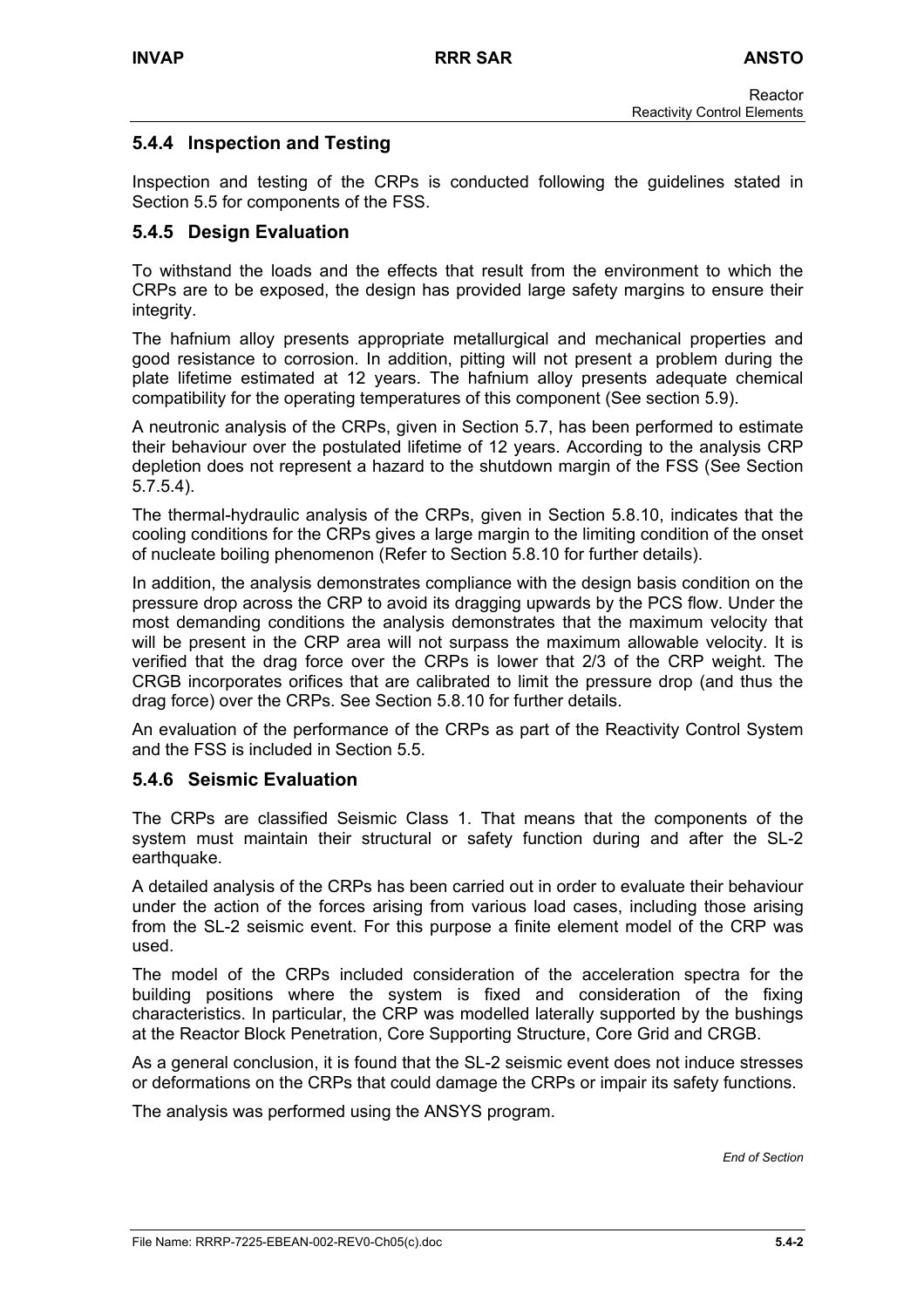### 5.4.4 Inspection and Testing

Inspection and testing of the CRPs is conducted following the guidelines stated in Section 5.5 for components of the FSS.

### 5.4.5 Design Evaluation

To withstand the loads and the effects that result from the environment to which the CRPs are to be exposed, the design has provided large safety margins to ensure their integrity.

The hafnium alloy presents appropriate metallurgical and mechanical properties and good resistance to corrosion. In addition, pitting will not present a problem during the plate lifetime estimated at 12 years. The hafnium alloy presents adequate chemical compatibility for the operating temperatures of this component (See section 5.9).

A neutronic analysis of the CRPs, given in Section 5.7, has been performed to estimate their behaviour over the postulated lifetime of 12 years. According to the analysis CRP depletion does not represent a hazard to the shutdown margin of the FSS (See Section 5.7.5.4).

The thermal-hydraulic analysis of the CRPs, given in Section 5.8.10, indicates that the cooling conditions for the CRPs gives a large margin to the limiting condition of the onset of nucleate boiling phenomenon (Refer to Section 5.8.10 for further details).

In addition, the analysis demonstrates compliance with the design basis condition on the pressure drop across the CRP to avoid its dragging upwards by the PCS flow. Under the most demanding conditions the analysis demonstrates that the maximum velocity that will be present in the CRP area will not surpass the maximum allowable velocity. It is verified that the drag force over the CRPs is lower that 2/3 of the CRP weight. The CRGB incorporates orifices that are calibrated to limit the pressure drop (and thus the drag force) over the CRPs. See Section 5.8.10 for further details.

An evaluation of the performance of the CRPs as part of the Reactivity Control System and the FSS is included in Section 5.5.

### 5.4.6 Seismic Evaluation

The CRPs are classified Seismic Class 1. That means that the components of the system must maintain their structural or safety function during and after the SL-2 earthquake.

A detailed analysis of the CRPs has been carried out in order to evaluate their behaviour under the action of the forces arising from various load cases, including those arising from the SL-2 seismic event. For this purpose a finite element model of the CRP was used.

The model of the CRPs included consideration of the acceleration spectra for the building positions where the system is fixed and consideration of the fixing characteristics. In particular, the CRP was modelled laterally supported by the bushings at the Reactor Block Penetration, Core Supporting Structure, Core Grid and CRGB.

As a general conclusion, it is found that the SL-2 seismic event does not induce stresses or deformations on the CRPs that could damage the CRPs or impair its safety functions.

The analysis was performed using the ANSYS program.

*End of Section*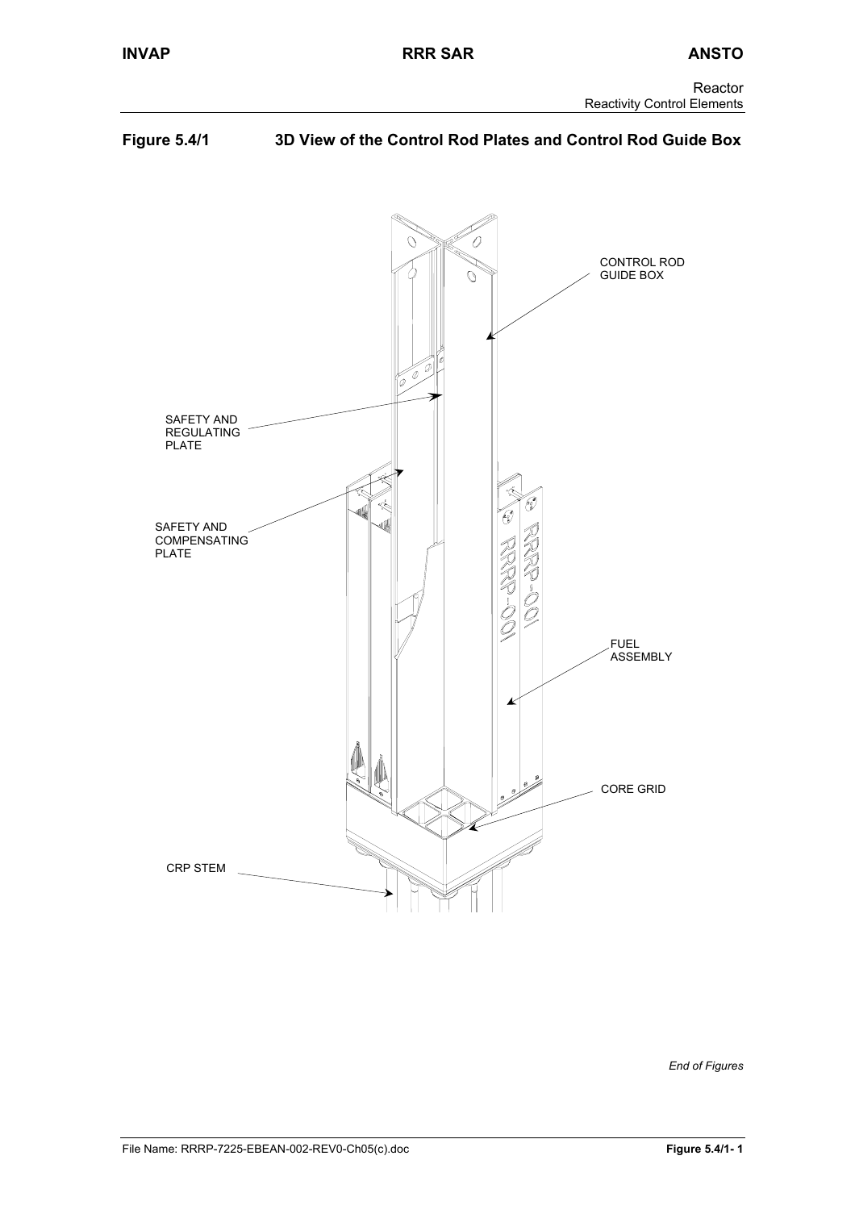## Figure 5.4/1 3D View of the Control Rod Plates and Control Rod Guide Box

CONTROL ROD GUIDE BOX

SAFETY AND REGULATING PLATE

SAFETY AND COMPENSATING PLATE

FUEL ASSEMBLY

CORE GRID

CRP STEM

*End of Figures*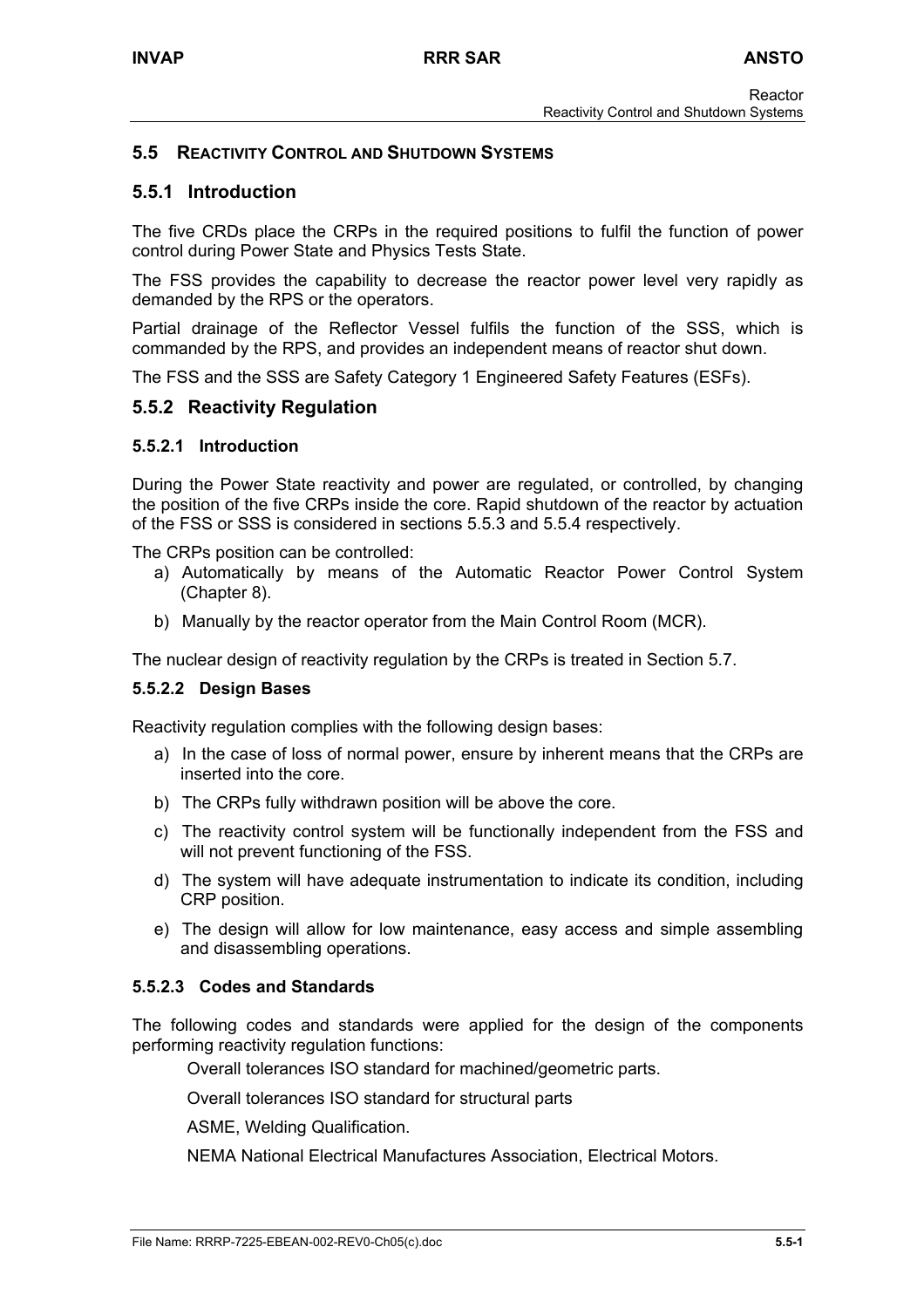## 5.5 Reactivity Control and Shutdown Systems

### 5.5.1 Introduction

The five CRDs place the CRPs in the required positions to fulfil the function of power control during Power State and Physics Tests State.

The FSS provides the capability to decrease the reactor power level very rapidly as demanded by the RPS or the operators.

Partial drainage of the Reflector Vessel fulfils the function of the SSS, which is commanded by the RPS, and provides an independent means of reactor shut down.

The FSS and the SSS are Safety Category 1 Engineered Safety Features (ESFs).

### 5.5.2 Reactivity Regulation

#### 5.5.2.1 Introduction

During the Power State reactivity and power are regulated, or controlled, by changing the position of the five CRPs inside the core. Rapid shutdown of the reactor by actuation of the FSS or SSS is considered in sections 5.5.3 and 5.5.4 respectively.

The CRPs position can be controlled:

a) Automatically by means of the Automatic Reactor Power Control System (Chapter 8).

b) Manually by the reactor operator from the Main Control Room (MCR).

The nuclear design of reactivity regulation by the CRPs is treated in Section 5.7.

#### 5.5.2.2 Design Bases

Reactivity regulation complies with the following design bases:

a) In the case of loss of normal power, ensure by inherent means that the CRPs are inserted into the core.

b) The CRPs fully withdrawn position will be above the core.

c) The reactivity control system will be functionally independent from the FSS and will not prevent functioning of the FSS.

d) The system will have adequate instrumentation to indicate its condition, including CRP position.

e) The design will allow for low maintenance, easy access and simple assembling and disassembling operations.

#### 5.5.2.3 Codes and Standards

The following codes and standards were applied for the design of the components performing reactivity regulation functions:

Overall tolerances ISO standard for machined/geometric parts.

Overall tolerances ISO standard for structural parts

ASME, Welding Qualification.

NEMA National Electrical Manufactures Association, Electrical Motors.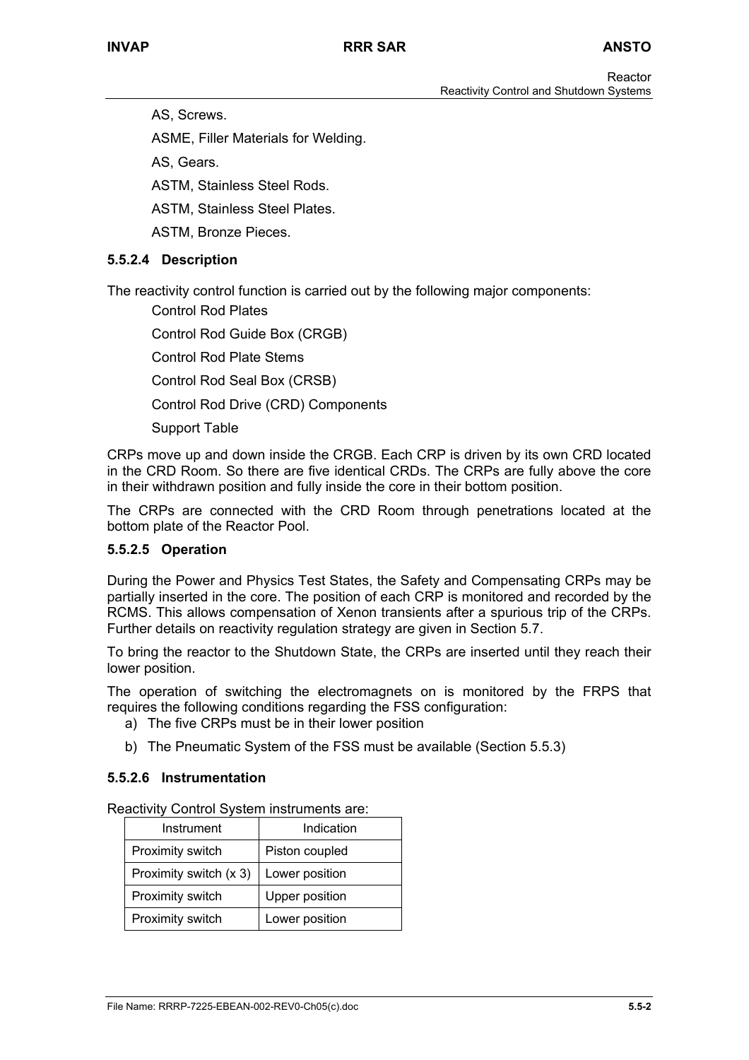AS, Screws.

ASME, Filler Materials for Welding.

AS, Gears.

ASTM, Stainless Steel Rods.

ASTM, Stainless Steel Plates.

ASTM, Bronze Pieces.

### 5.5.2.4 Description

The reactivity control function is carried out by the following major components:

Control Rod Plates

Control Rod Guide Box (CRGB)

Control Rod Plate Stems

Control Rod Seal Box (CRSB)

Control Rod Drive (CRD) Components

Support Table

CRPs move up and down inside the CRGB. Each CRP is driven by its own CRD located in the CRD Room. So there are five identical CRDs. The CRPs are fully above the core in their withdrawn position and fully inside the core in their bottom position.

The CRPs are connected with the CRD Room through penetrations located at the bottom plate of the Reactor Pool.

### 5.5.2.5 Operation

During the Power and Physics Test States, the Safety and Compensating CRPs may be partially inserted in the core. The position of each CRP is monitored and recorded by the RCMS. This allows compensation of Xenon transients after a spurious trip of the CRPs. Further details on reactivity regulation strategy are given in Section 5.7.

To bring the reactor to the Shutdown State, the CRPs are inserted until they reach their lower position.

The operation of switching the electromagnets on is monitored by the FRPS that requires the following conditions regarding the FSS configuration:

a) The five CRPs must be in their lower position

b) The Pneumatic System of the FSS must be available (Section 5.5.3)

### 5.5.2.6 Instrumentation

Reactivity Control System instruments are:

| Instrument | Indication |
|---|---|
| Proximity switch | Piston coupled |
| Proximity switch (x 3) | Lower position |
| Proximity switch | Upper position |
| Proximity switch | Lower position |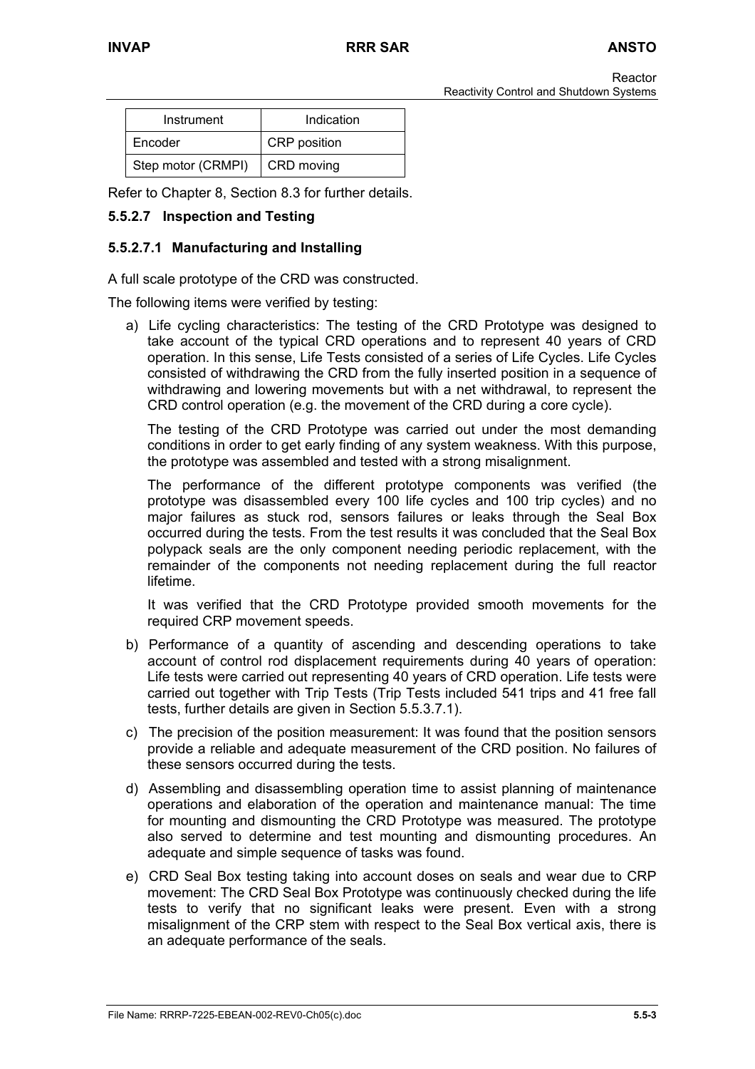| Instrument | Indication |
|---|---|
| Encoder | CRP position |
| Step motor (CRMPI) | CRD moving |

Refer to Chapter 8, Section 8.3 for further details.

#### 5.5.2.7 Inspection and Testing

##### 5.5.2.7.1 Manufacturing and Installing

A full scale prototype of the CRD was constructed.

The following items were verified by testing:

a) Life cycling characteristics: The testing of the CRD Prototype was designed to take account of the typical CRD operations and to represent 40 years of CRD operation. In this sense, Life Tests consisted of a series of Life Cycles. Life Cycles consisted of withdrawing the CRD from the fully inserted position in a sequence of withdrawing and lowering movements but with a net withdrawal, to represent the CRD control operation (e.g. the movement of the CRD during a core cycle).

   The testing of the CRD Prototype was carried out under the most demanding conditions in order to get early finding of any system weakness. With this purpose, the prototype was assembled and tested with a strong misalignment.

   The performance of the different prototype components was verified (the prototype was disassembled every 100 life cycles and 100 trip cycles) and no major failures as stuck rod, sensors failures or leaks through the Seal Box occurred during the tests. From the test results it was concluded that the Seal Box polypack seals are the only component needing periodic replacement, with the remainder of the components not needing replacement during the full reactor lifetime.

   It was verified that the CRD Prototype provided smooth movements for the required CRP movement speeds.

b) Performance of a quantity of ascending and descending operations to take account of control rod displacement requirements during 40 years of operation: Life tests were carried out representing 40 years of CRD operation. Life tests were carried out together with Trip Tests (Trip Tests included 541 trips and 41 free fall tests, further details are given in Section 5.5.3.7.1).

c) The precision of the position measurement: It was found that the position sensors provide a reliable and adequate measurement of the CRD position. No failures of these sensors occurred during the tests.

d) Assembling and disassembling operation time to assist planning of maintenance operations and elaboration of the operation and maintenance manual: The time for mounting and dismounting the CRD Prototype was measured. The prototype also served to determine and test mounting and dismounting procedures. An adequate and simple sequence of tasks was found.

e) CRD Seal Box testing taking into account doses on seals and wear due to CRP movement: The CRD Seal Box Prototype was continuously checked during the life tests to verify that no significant leaks were present. Even with a strong misalignment of the CRP stem with respect to the Seal Box vertical axis, there is an adequate performance of the seals.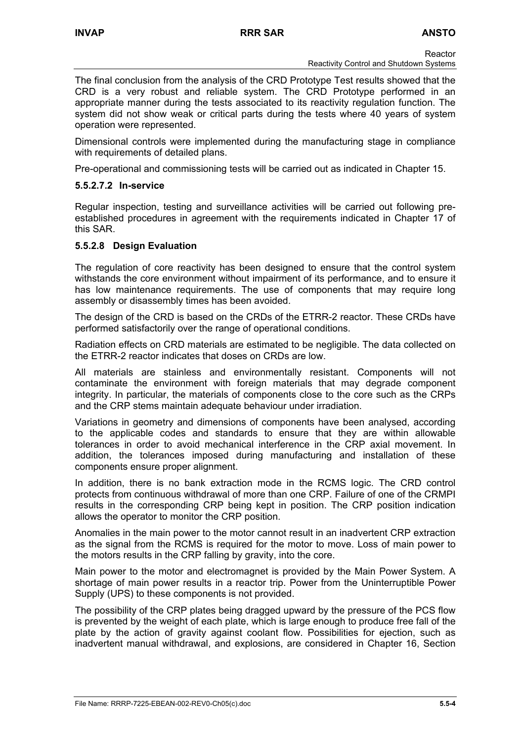The final conclusion from the analysis of the CRD Prototype Test results showed that the CRD is a very robust and reliable system. The CRD Prototype performed in an appropriate manner during the tests associated to its reactivity regulation function. The system did not show weak or critical parts during the tests where 40 years of system operation were represented.

Dimensional controls were implemented during the manufacturing stage in compliance with requirements of detailed plans.

Pre-operational and commissioning tests will be carried out as indicated in Chapter 15.

#### 5.5.2.7.2 In-service

Regular inspection, testing and surveillance activities will be carried out following pre-established procedures in agreement with the requirements indicated in Chapter 17 of this SAR.

### 5.5.2.8 Design Evaluation

The regulation of core reactivity has been designed to ensure that the control system withstands the core environment without impairment of its performance, and to ensure it has low maintenance requirements. The use of components that may require long assembly or disassembly times has been avoided.

The design of the CRD is based on the CRDs of the ETRR-2 reactor. These CRDs have performed satisfactorily over the range of operational conditions.

Radiation effects on CRD materials are estimated to be negligible. The data collected on the ETRR-2 reactor indicates that doses on CRDs are low.

All materials are stainless and environmentally resistant. Components will not contaminate the environment with foreign materials that may degrade component integrity. In particular, the materials of components close to the core such as the CRPs and the CRP stems maintain adequate behaviour under irradiation.

Variations in geometry and dimensions of components have been analysed, according to the applicable codes and standards to ensure that they are within allowable tolerances in order to avoid mechanical interference in the CRP axial movement. In addition, the tolerances imposed during manufacturing and installation of these components ensure proper alignment.

In addition, there is no bank extraction mode in the RCMS logic. The CRD control protects from continuous withdrawal of more than one CRP. Failure of one of the CRMPI results in the corresponding CRP being kept in position. The CRP position indication allows the operator to monitor the CRP position.

Anomalies in the main power to the motor cannot result in an inadvertent CRP extraction as the signal from the RCMS is required for the motor to move. Loss of main power to the motors results in the CRP falling by gravity, into the core.

Main power to the motor and electromagnet is provided by the Main Power System. A shortage of main power results in a reactor trip. Power from the Uninterruptible Power Supply (UPS) to these components is not provided.

The possibility of the CRP plates being dragged upward by the pressure of the PCS flow is prevented by the weight of each plate, which is large enough to produce free fall of the plate by the action of gravity against coolant flow. Possibilities for ejection, such as inadvertent manual withdrawal, and explosions, are considered in Chapter 16, Section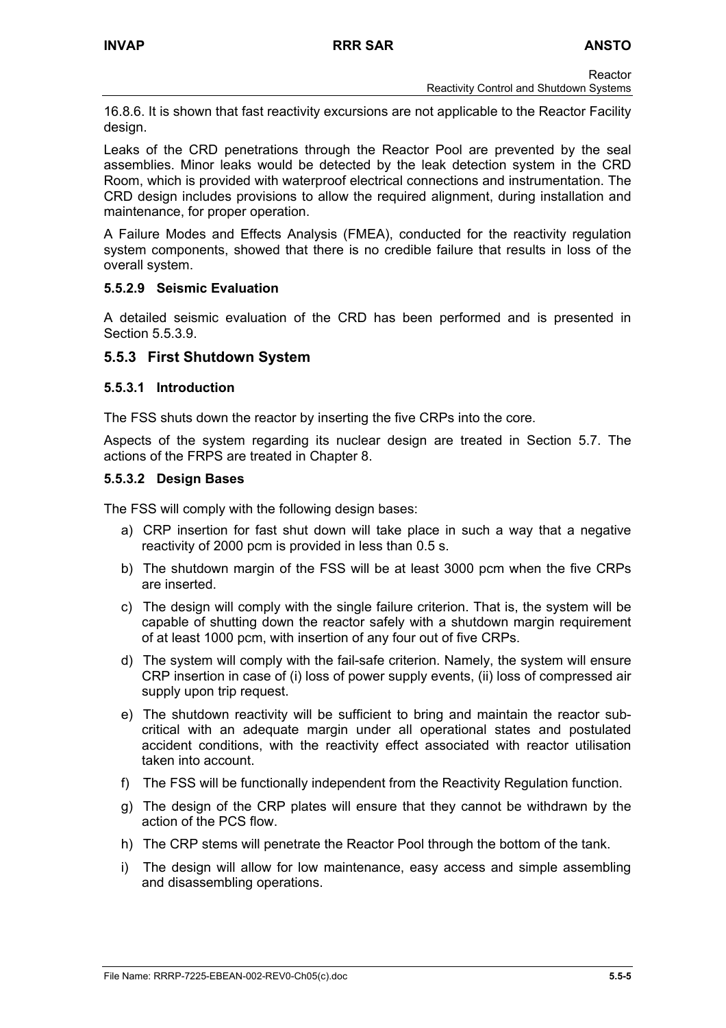16.8.6. It is shown that fast reactivity excursions are not applicable to the Reactor Facility design.

Leaks of the CRD penetrations through the Reactor Pool are prevented by the seal assemblies. Minor leaks would be detected by the leak detection system in the CRD Room, which is provided with waterproof electrical connections and instrumentation. The CRD design includes provisions to allow the required alignment, during installation and maintenance, for proper operation.

A Failure Modes and Effects Analysis (FMEA), conducted for the reactivity regulation system components, showed that there is no credible failure that results in loss of the overall system.

#### 5.5.2.9 Seismic Evaluation

A detailed seismic evaluation of the CRD has been performed and is presented in Section 5.5.3.9.

### 5.5.3 First Shutdown System

#### 5.5.3.1 Introduction

The FSS shuts down the reactor by inserting the five CRPs into the core.

Aspects of the system regarding its nuclear design are treated in Section 5.7. The actions of the FRPS are treated in Chapter 8.

#### 5.5.3.2 Design Bases

The FSS will comply with the following design bases:

a) CRP insertion for fast shut down will take place in such a way that a negative reactivity of 2000 pcm is provided in less than 0.5 s.

b) The shutdown margin of the FSS will be at least 3000 pcm when the five CRPs are inserted.

c) The design will comply with the single failure criterion. That is, the system will be capable of shutting down the reactor safely with a shutdown margin requirement of at least 1000 pcm, with insertion of any four out of five CRPs.

d) The system will comply with the fail-safe criterion. Namely, the system will ensure CRP insertion in case of (i) loss of power supply events, (ii) loss of compressed air supply upon trip request.

e) The shutdown reactivity will be sufficient to bring and maintain the reactor sub-critical with an adequate margin under all operational states and postulated accident conditions, with the reactivity effect associated with reactor utilisation taken into account.

f) The FSS will be functionally independent from the Reactivity Regulation function.

g) The design of the CRP plates will ensure that they cannot be withdrawn by the action of the PCS flow.

h) The CRP stems will penetrate the Reactor Pool through the bottom of the tank.

i) The design will allow for low maintenance, easy access and simple assembling and disassembling operations.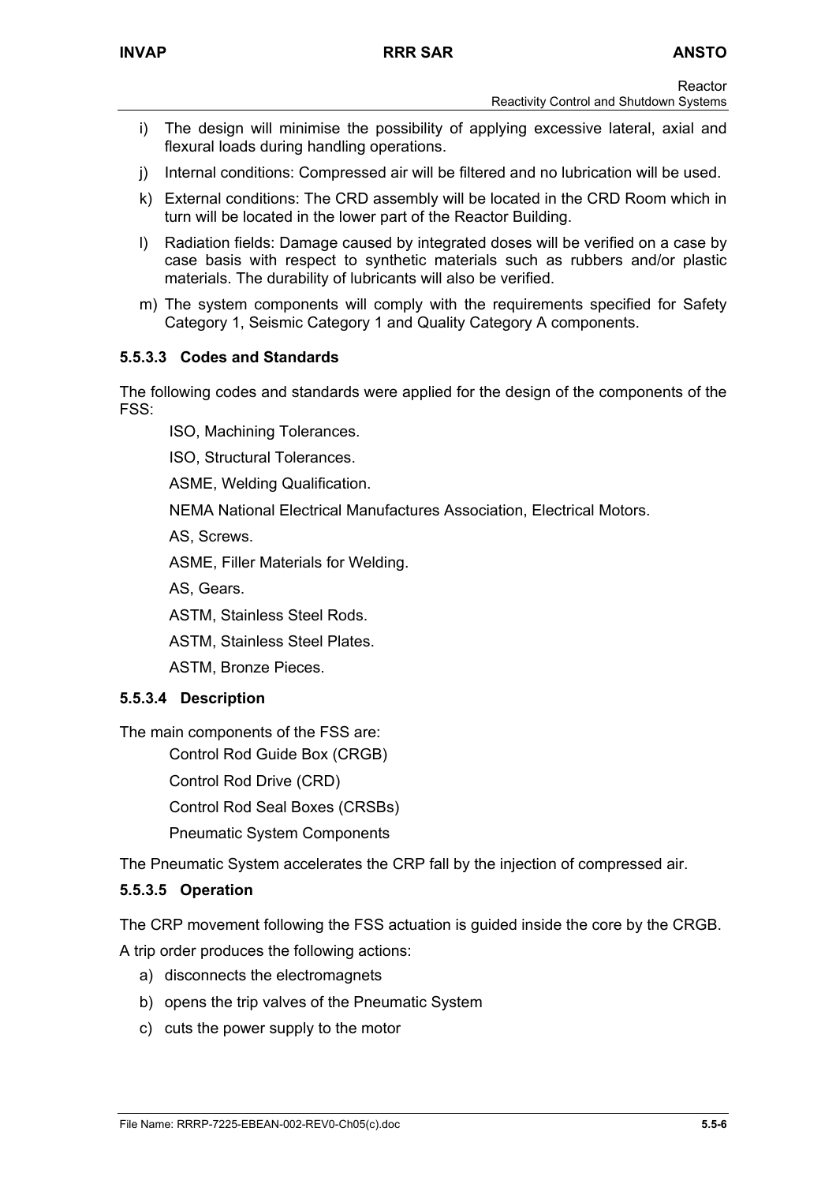i) The design will minimise the possibility of applying excessive lateral, axial and flexural loads during handling operations.

j) Internal conditions: Compressed air will be filtered and no lubrication will be used.

k) External conditions: The CRD assembly will be located in the CRD Room which in turn will be located in the lower part of the Reactor Building.

l) Radiation fields: Damage caused by integrated doses will be verified on a case by case basis with respect to synthetic materials such as rubbers and/or plastic materials. The durability of lubricants will also be verified.

m) The system components will comply with the requirements specified for Safety Category 1, Seismic Category 1 and Quality Category A components.

### 5.5.3.3 Codes and Standards

The following codes and standards were applied for the design of the components of the FSS:

ISO, Machining Tolerances.

ISO, Structural Tolerances.

ASME, Welding Qualification.

NEMA National Electrical Manufactures Association, Electrical Motors.

AS, Screws.

ASME, Filler Materials for Welding.

AS, Gears.

ASTM, Stainless Steel Rods.

ASTM, Stainless Steel Plates.

ASTM, Bronze Pieces.

### 5.5.3.4 Description

The main components of the FSS are:

Control Rod Guide Box (CRGB)

Control Rod Drive (CRD)

Control Rod Seal Boxes (CRSBs)

Pneumatic System Components

The Pneumatic System accelerates the CRP fall by the injection of compressed air.

### 5.5.3.5 Operation

The CRP movement following the FSS actuation is guided inside the core by the CRGB.

A trip order produces the following actions:

a) disconnects the electromagnets

b) opens the trip valves of the Pneumatic System

c) cuts the power supply to the motor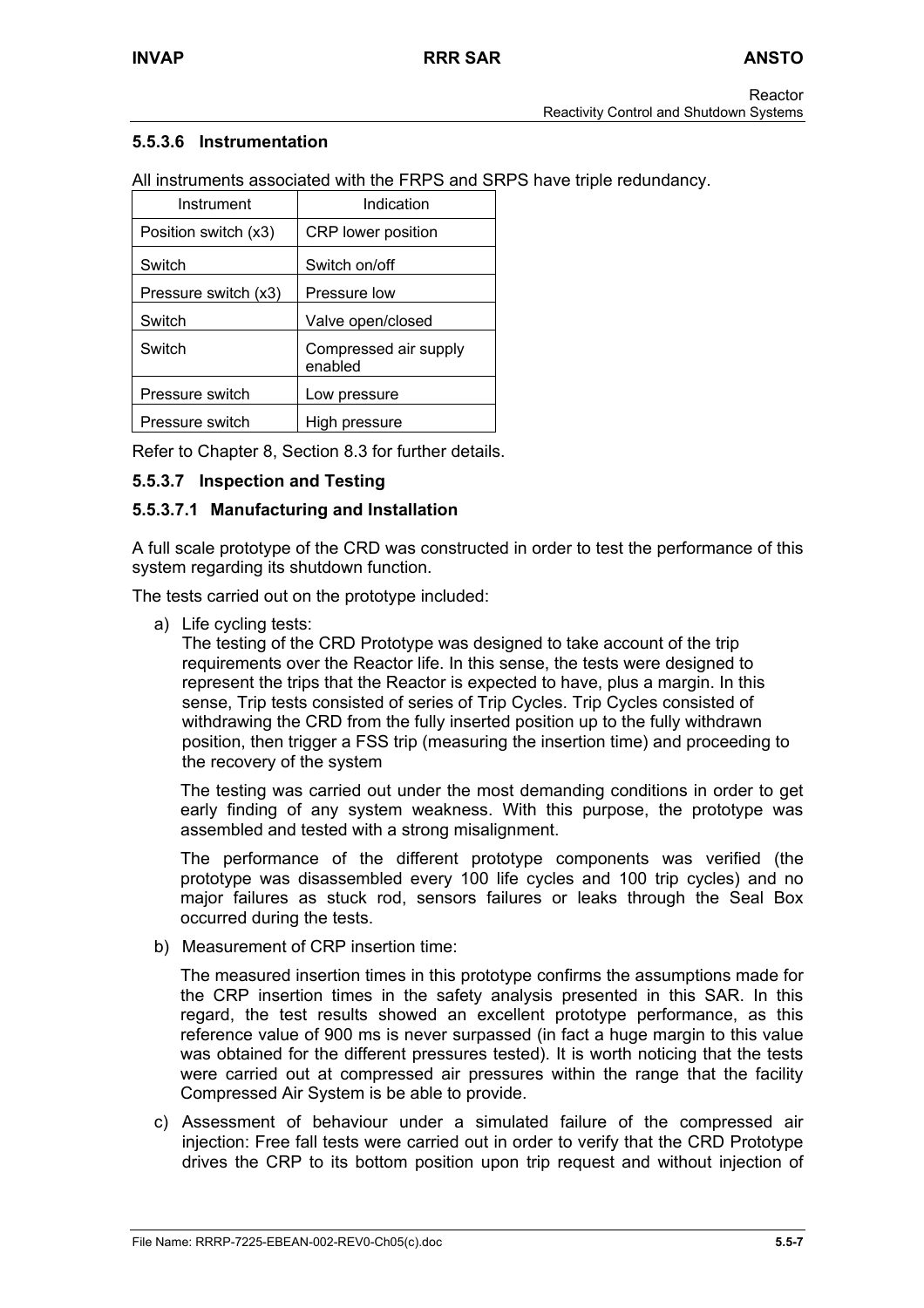#### 5.5.3.6 Instrumentation

All instruments associated with the FRPS and SRPS have triple redundancy.

| Instrument | Indication |
| --- | --- |
| Position switch (x3) | CRP lower position |
| Switch | Switch on/off |
| Pressure switch (x3) | Pressure low |
| Switch | Valve open/closed |
| Switch | Compressed air supply enabled |
| Pressure switch | Low pressure |
| Pressure switch | High pressure |

Refer to Chapter 8, Section 8.3 for further details.

#### 5.5.3.7 Inspection and Testing

##### 5.5.3.7.1 Manufacturing and Installation

A full scale prototype of the CRD was constructed in order to test the performance of this system regarding its shutdown function.

The tests carried out on the prototype included:

a) Life cycling tests:
   The testing of the CRD Prototype was designed to take account of the trip requirements over the Reactor life. In this sense, the tests were designed to represent the trips that the Reactor is expected to have, plus a margin. In this sense, Trip tests consisted of series of Trip Cycles. Trip Cycles consisted of withdrawing the CRD from the fully inserted position up to the fully withdrawn position, then trigger a FSS trip (measuring the insertion time) and proceeding to the recovery of the system

   The testing was carried out under the most demanding conditions in order to get early finding of any system weakness. With this purpose, the prototype was assembled and tested with a strong misalignment.

   The performance of the different prototype components was verified (the prototype was disassembled every 100 life cycles and 100 trip cycles) and no major failures as stuck rod, sensors failures or leaks through the Seal Box occurred during the tests.

b) Measurement of CRP insertion time:

   The measured insertion times in this prototype confirms the assumptions made for the CRP insertion times in the safety analysis presented in this SAR. In this regard, the test results showed an excellent prototype performance, as this reference value of 900 ms is never surpassed (in fact a huge margin to this value was obtained for the different pressures tested). It is worth noticing that the tests were carried out at compressed air pressures within the range that the facility Compressed Air System is be able to provide.

c) Assessment of behaviour under a simulated failure of the compressed air injection: Free fall tests were carried out in order to verify that the CRD Prototype drives the CRP to its bottom position upon trip request and without injection of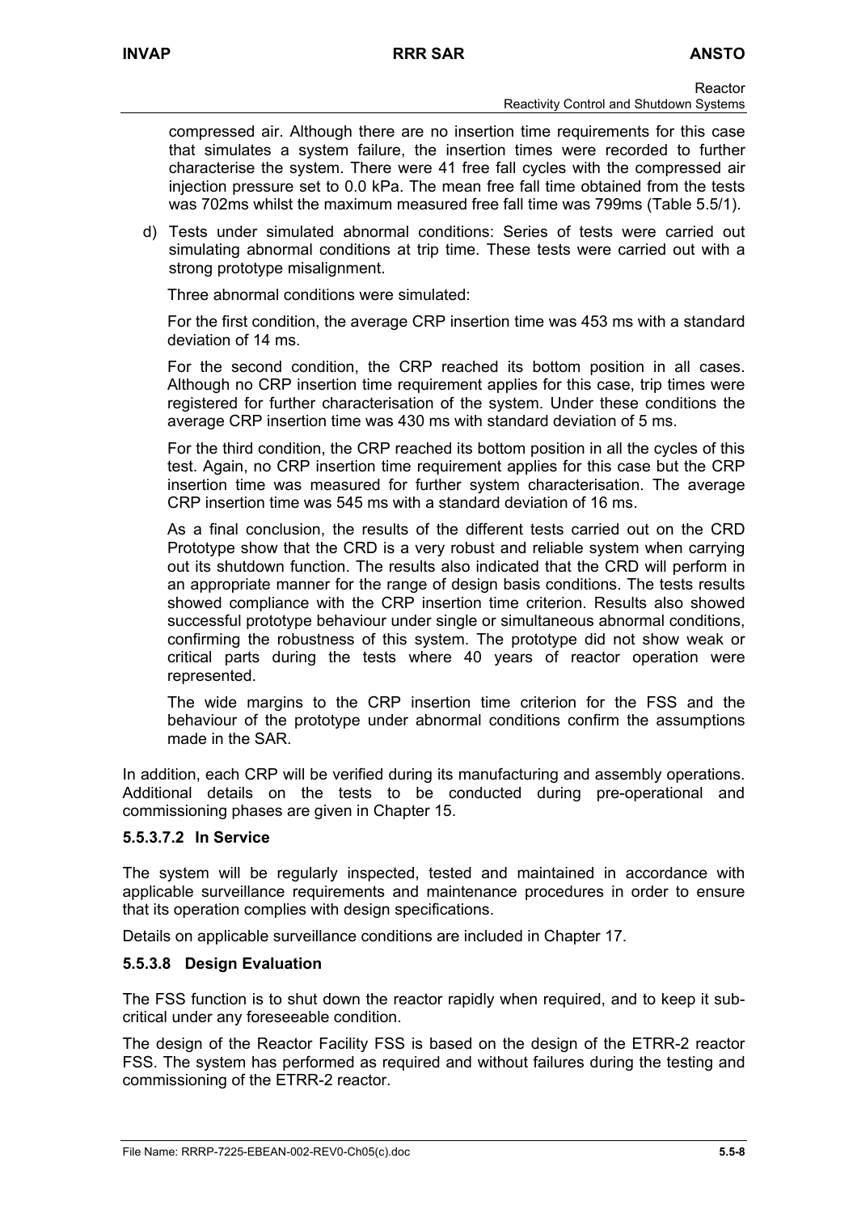compressed air. Although there are no insertion time requirements for this case that simulates a system failure, the insertion times were recorded to further characterise the system. There were 41 free fall cycles with the compressed air injection pressure set to 0.0 kPa. The mean free fall time obtained from the tests was 702ms whilst the maximum measured free fall time was 799ms (Table 5.5/1).

d) Tests under simulated abnormal conditions: Series of tests were carried out simulating abnormal conditions at trip time. These tests were carried out with a strong prototype misalignment.

   Three abnormal conditions were simulated:

   For the first condition, the average CRP insertion time was 453 ms with a standard deviation of 14 ms.

   For the second condition, the CRP reached its bottom position in all cases. Although no CRP insertion time requirement applies for this case, trip times were registered for further characterisation of the system. Under these conditions the average CRP insertion time was 430 ms with standard deviation of 5 ms.

   For the third condition, the CRP reached its bottom position in all the cycles of this test. Again, no CRP insertion time requirement applies for this case but the CRP insertion time was measured for further system characterisation. The average CRP insertion time was 545 ms with a standard deviation of 16 ms.

   As a final conclusion, the results of the different tests carried out on the CRD Prototype show that the CRD is a very robust and reliable system when carrying out its shutdown function. The results also indicated that the CRD will perform in an appropriate manner for the range of design basis conditions. The tests results showed compliance with the CRP insertion time criterion. Results also showed successful prototype behaviour under single or simultaneous abnormal conditions, confirming the robustness of this system. The prototype did not show weak or critical parts during the tests where 40 years of reactor operation were represented.

   The wide margins to the CRP insertion time criterion for the FSS and the behaviour of the prototype under abnormal conditions confirm the assumptions made in the SAR.

In addition, each CRP will be verified during its manufacturing and assembly operations. Additional details on the tests to be conducted during pre-operational and commissioning phases are given in Chapter 15.

#### 5.5.3.7.2 In Service

The system will be regularly inspected, tested and maintained in accordance with applicable surveillance requirements and maintenance procedures in order to ensure that its operation complies with design specifications.

Details on applicable surveillance conditions are included in Chapter 17.

### 5.5.3.8 Design Evaluation

The FSS function is to shut down the reactor rapidly when required, and to keep it sub-critical under any foreseeable condition.

The design of the Reactor Facility FSS is based on the design of the ETRR-2 reactor FSS. The system has performed as required and without failures during the testing and commissioning of the ETRR-2 reactor.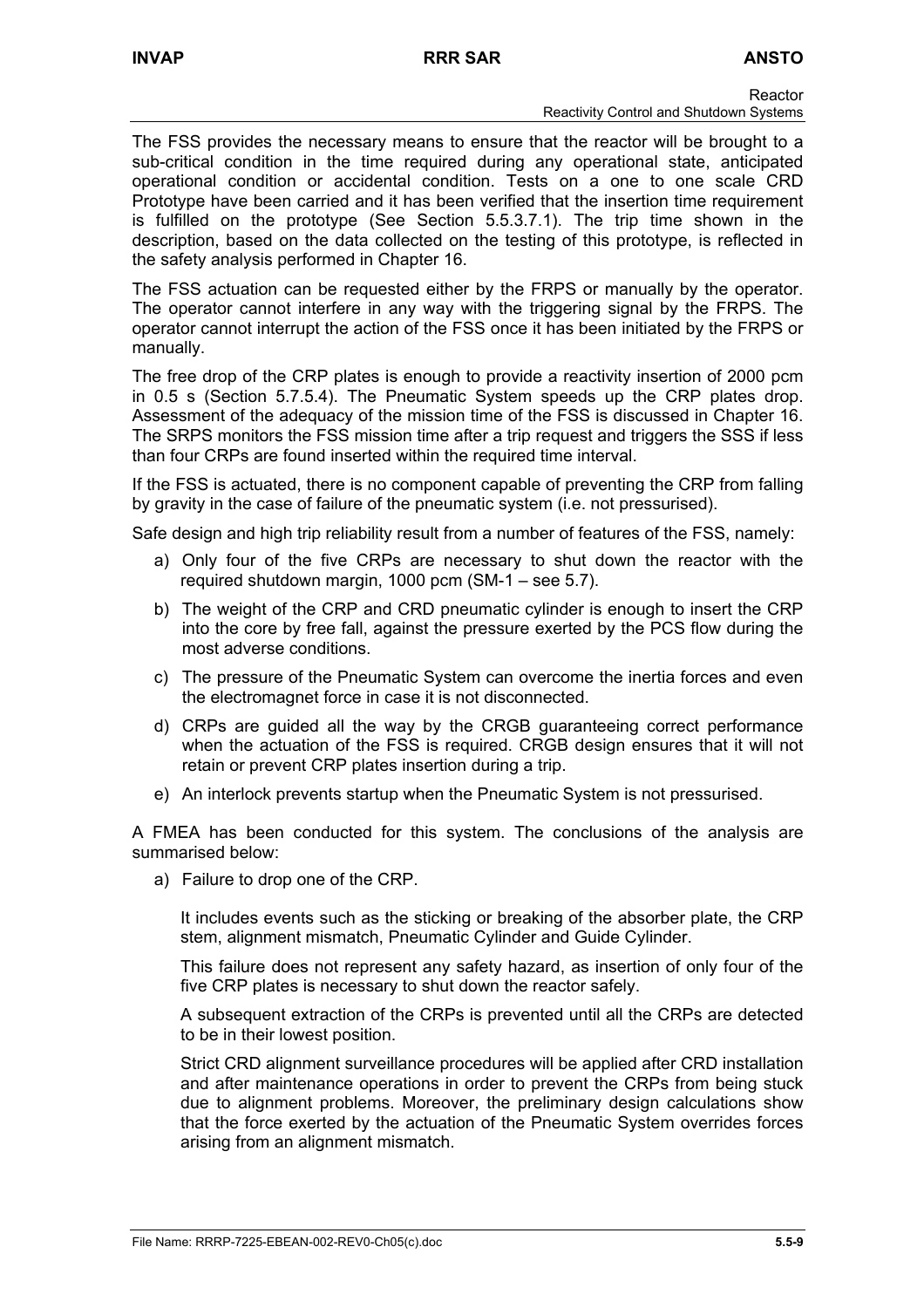The FSS provides the necessary means to ensure that the reactor will be brought to a sub-critical condition in the time required during any operational state, anticipated operational condition or accidental condition. Tests on a one to one scale CRD Prototype have been carried and it has been verified that the insertion time requirement is fulfilled on the prototype (See Section 5.5.3.7.1). The trip time shown in the description, based on the data collected on the testing of this prototype, is reflected in the safety analysis performed in Chapter 16.

The FSS actuation can be requested either by the FRPS or manually by the operator. The operator cannot interfere in any way with the triggering signal by the FRPS. The operator cannot interrupt the action of the FSS once it has been initiated by the FRPS or manually.

The free drop of the CRP plates is enough to provide a reactivity insertion of 2000 pcm in 0.5 s (Section 5.7.5.4). The Pneumatic System speeds up the CRP plates drop. Assessment of the adequacy of the mission time of the FSS is discussed in Chapter 16. The SRPS monitors the FSS mission time after a trip request and triggers the SSS if less than four CRPs are found inserted within the required time interval.

If the FSS is actuated, there is no component capable of preventing the CRP from falling by gravity in the case of failure of the pneumatic system (i.e. not pressurised).

Safe design and high trip reliability result from a number of features of the FSS, namely:

a) Only four of the five CRPs are necessary to shut down the reactor with the required shutdown margin, 1000 pcm (SM-1 – see 5.7).

b) The weight of the CRP and CRD pneumatic cylinder is enough to insert the CRP into the core by free fall, against the pressure exerted by the PCS flow during the most adverse conditions.

c) The pressure of the Pneumatic System can overcome the inertia forces and even the electromagnet force in case it is not disconnected.

d) CRPs are guided all the way by the CRGB guaranteeing correct performance when the actuation of the FSS is required. CRGB design ensures that it will not retain or prevent CRP plates insertion during a trip.

e) An interlock prevents startup when the Pneumatic System is not pressurised.

A FMEA has been conducted for this system. The conclusions of the analysis are summarised below:

a) Failure to drop one of the CRP.

   It includes events such as the sticking or breaking of the absorber plate, the CRP stem, alignment mismatch, Pneumatic Cylinder and Guide Cylinder.

   This failure does not represent any safety hazard, as insertion of only four of the five CRP plates is necessary to shut down the reactor safely.

   A subsequent extraction of the CRPs is prevented until all the CRPs are detected to be in their lowest position.

   Strict CRD alignment surveillance procedures will be applied after CRD installation and after maintenance operations in order to prevent the CRPs from being stuck due to alignment problems. Moreover, the preliminary design calculations show that the force exerted by the actuation of the Pneumatic System overrides forces arising from an alignment mismatch.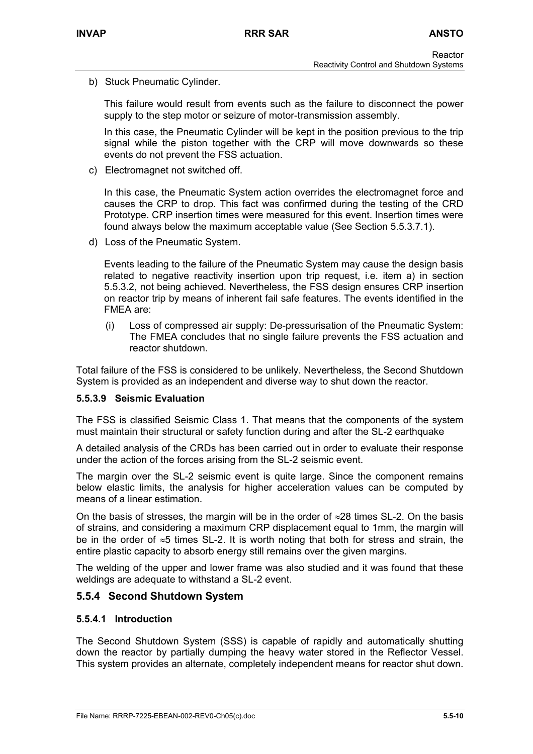b) Stuck Pneumatic Cylinder.

   This failure would result from events such as the failure to disconnect the power supply to the step motor or seizure of motor-transmission assembly.

   In this case, the Pneumatic Cylinder will be kept in the position previous to the trip signal while the piston together with the CRP will move downwards so these events do not prevent the FSS actuation.

c) Electromagnet not switched off.

   In this case, the Pneumatic System action overrides the electromagnet force and causes the CRP to drop. This fact was confirmed during the testing of the CRD Prototype. CRP insertion times were measured for this event. Insertion times were found always below the maximum acceptable value (See Section 5.5.3.7.1).

d) Loss of the Pneumatic System.

   Events leading to the failure of the Pneumatic System may cause the design basis related to negative reactivity insertion upon trip request, i.e. item a) in section 5.5.3.2, not being achieved. Nevertheless, the FSS design ensures CRP insertion on reactor trip by means of inherent fail safe features. The events identified in the FMEA are:

   (i) Loss of compressed air supply: De-pressurisation of the Pneumatic System: The FMEA concludes that no single failure prevents the FSS actuation and reactor shutdown.

Total failure of the FSS is considered to be unlikely. Nevertheless, the Second Shutdown System is provided as an independent and diverse way to shut down the reactor.

#### 5.5.3.9 Seismic Evaluation

The FSS is classified Seismic Class 1. That means that the components of the system must maintain their structural or safety function during and after the SL-2 earthquake

A detailed analysis of the CRDs has been carried out in order to evaluate their response under the action of the forces arising from the SL-2 seismic event.

The margin over the SL-2 seismic event is quite large. Since the component remains below elastic limits, the analysis for higher acceleration values can be computed by means of a linear estimation.

On the basis of stresses, the margin will be in the order of ≈28 times SL-2. On the basis of strains, and considering a maximum CRP displacement equal to 1mm, the margin will be in the order of ≈5 times SL-2. It is worth noting that both for stress and strain, the entire plastic capacity to absorb energy still remains over the given margins.

The welding of the upper and lower frame was also studied and it was found that these weldings are adequate to withstand a SL-2 event.

### 5.5.4 Second Shutdown System

#### 5.5.4.1 Introduction

The Second Shutdown System (SSS) is capable of rapidly and automatically shutting down the reactor by partially dumping the heavy water stored in the Reflector Vessel. This system provides an alternate, completely independent means for reactor shut down.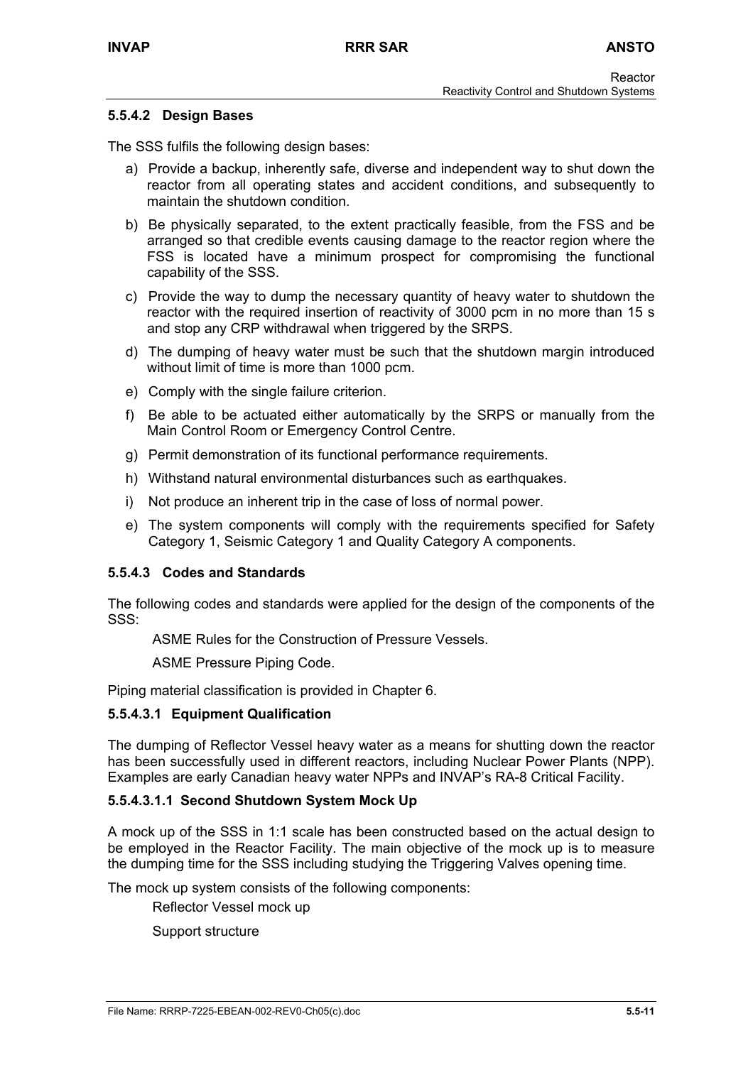#### 5.5.4.2 Design Bases

The SSS fulfils the following design bases:

a) Provide a backup, inherently safe, diverse and independent way to shut down the reactor from all operating states and accident conditions, and subsequently to maintain the shutdown condition.

b) Be physically separated, to the extent practically feasible, from the FSS and be arranged so that credible events causing damage to the reactor region where the FSS is located have a minimum prospect for compromising the functional capability of the SSS.

c) Provide the way to dump the necessary quantity of heavy water to shutdown the reactor with the required insertion of reactivity of 3000 pcm in no more than 15 s and stop any CRP withdrawal when triggered by the SRPS.

d) The dumping of heavy water must be such that the shutdown margin introduced without limit of time is more than 1000 pcm.

e) Comply with the single failure criterion.

f) Be able to be actuated either automatically by the SRPS or manually from the Main Control Room or Emergency Control Centre.

g) Permit demonstration of its functional performance requirements.

h) Withstand natural environmental disturbances such as earthquakes.

i) Not produce an inherent trip in the case of loss of normal power.

e) The system components will comply with the requirements specified for Safety Category 1, Seismic Category 1 and Quality Category A components.

#### 5.5.4.3 Codes and Standards

The following codes and standards were applied for the design of the components of the SSS:

ASME Rules for the Construction of Pressure Vessels.

ASME Pressure Piping Code.

Piping material classification is provided in Chapter 6.

##### 5.5.4.3.1 Equipment Qualification

The dumping of Reflector Vessel heavy water as a means for shutting down the reactor has been successfully used in different reactors, including Nuclear Power Plants (NPP). Examples are early Canadian heavy water NPPs and INVAP's RA-8 Critical Facility.

###### 5.5.4.3.1.1 Second Shutdown System Mock Up

A mock up of the SSS in 1:1 scale has been constructed based on the actual design to be employed in the Reactor Facility. The main objective of the mock up is to measure the dumping time for the SSS including studying the Triggering Valves opening time.

The mock up system consists of the following components:

Reflector Vessel mock up

Support structure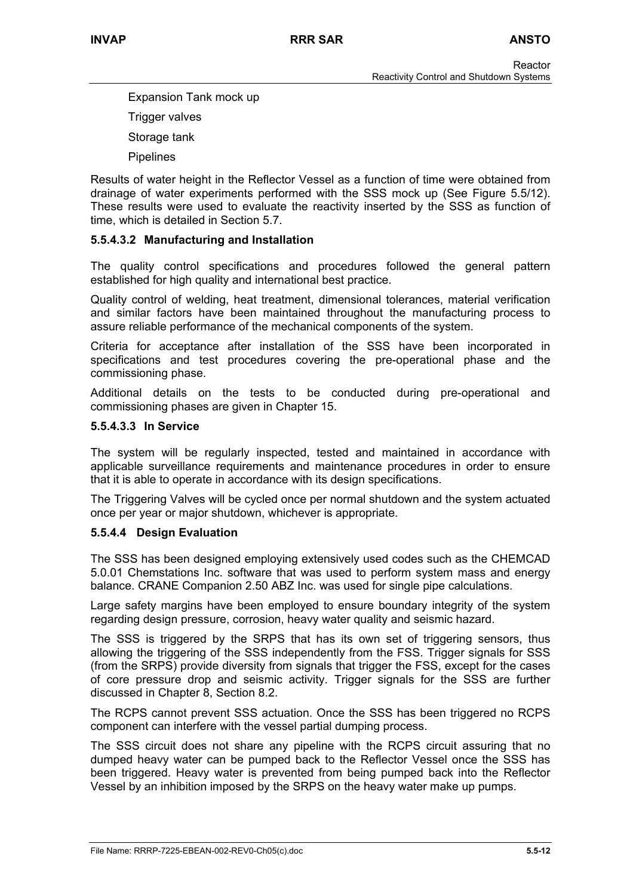Expansion Tank mock up

Trigger valves

Storage tank

Pipelines

Results of water height in the Reflector Vessel as a function of time were obtained from drainage of water experiments performed with the SSS mock up (See Figure 5.5/12). These results were used to evaluate the reactivity inserted by the SSS as function of time, which is detailed in Section 5.7.

#### 5.5.4.3.2 Manufacturing and Installation

The quality control specifications and procedures followed the general pattern established for high quality and international best practice.

Quality control of welding, heat treatment, dimensional tolerances, material verification and similar factors have been maintained throughout the manufacturing process to assure reliable performance of the mechanical components of the system.

Criteria for acceptance after installation of the SSS have been incorporated in specifications and test procedures covering the pre-operational phase and the commissioning phase.

Additional details on the tests to be conducted during pre-operational and commissioning phases are given in Chapter 15.

#### 5.5.4.3.3 In Service

The system will be regularly inspected, tested and maintained in accordance with applicable surveillance requirements and maintenance procedures in order to ensure that it is able to operate in accordance with its design specifications.

The Triggering Valves will be cycled once per normal shutdown and the system actuated once per year or major shutdown, whichever is appropriate.

### 5.5.4.4 Design Evaluation

The SSS has been designed employing extensively used codes such as the CHEMCAD 5.0.01 Chemstations Inc. software that was used to perform system mass and energy balance. CRANE Companion 2.50 ABZ Inc. was used for single pipe calculations.

Large safety margins have been employed to ensure boundary integrity of the system regarding design pressure, corrosion, heavy water quality and seismic hazard.

The SSS is triggered by the SRPS that has its own set of triggering sensors, thus allowing the triggering of the SSS independently from the FSS. Trigger signals for SSS (from the SRPS) provide diversity from signals that trigger the FSS, except for the cases of core pressure drop and seismic activity. Trigger signals for the SSS are further discussed in Chapter 8, Section 8.2.

The RCPS cannot prevent SSS actuation. Once the SSS has been triggered no RCPS component can interfere with the vessel partial dumping process.

The SSS circuit does not share any pipeline with the RCPS circuit assuring that no dumped heavy water can be pumped back to the Reflector Vessel once the SSS has been triggered. Heavy water is prevented from being pumped back into the Reflector Vessel by an inhibition imposed by the SRPS on the heavy water make up pumps.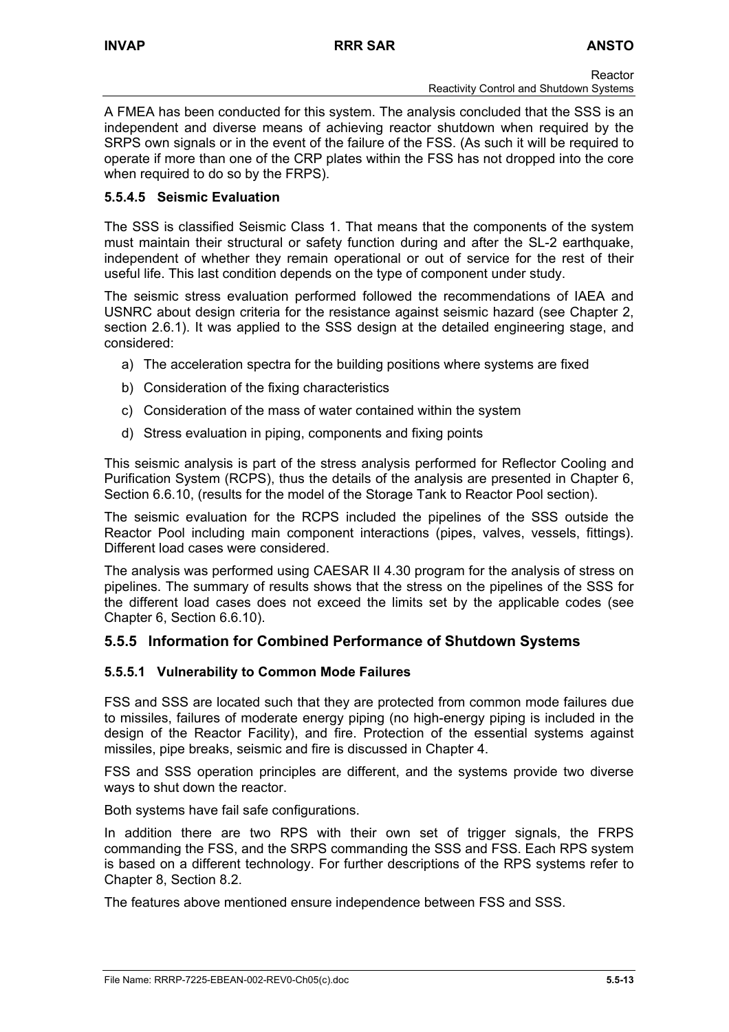A FMEA has been conducted for this system. The analysis concluded that the SSS is an independent and diverse means of achieving reactor shutdown when required by the SRPS own signals or in the event of the failure of the FSS. (As such it will be required to operate if more than one of the CRP plates within the FSS has not dropped into the core when required to do so by the FRPS).

#### 5.5.4.5 Seismic Evaluation

The SSS is classified Seismic Class 1. That means that the components of the system must maintain their structural or safety function during and after the SL-2 earthquake, independent of whether they remain operational or out of service for the rest of their useful life. This last condition depends on the type of component under study.

The seismic stress evaluation performed followed the recommendations of IAEA and USNRC about design criteria for the resistance against seismic hazard (see Chapter 2, section 2.6.1). It was applied to the SSS design at the detailed engineering stage, and considered:

a) The acceleration spectra for the building positions where systems are fixed

b) Consideration of the fixing characteristics

c) Consideration of the mass of water contained within the system

d) Stress evaluation in piping, components and fixing points

This seismic analysis is part of the stress analysis performed for Reflector Cooling and Purification System (RCPS), thus the details of the analysis are presented in Chapter 6, Section 6.6.10, (results for the model of the Storage Tank to Reactor Pool section).

The seismic evaluation for the RCPS included the pipelines of the SSS outside the Reactor Pool including main component interactions (pipes, valves, vessels, fittings). Different load cases were considered.

The analysis was performed using CAESAR II 4.30 program for the analysis of stress on pipelines. The summary of results shows that the stress on the pipelines of the SSS for the different load cases does not exceed the limits set by the applicable codes (see Chapter 6, Section 6.6.10).

### 5.5.5 Information for Combined Performance of Shutdown Systems

#### 5.5.5.1 Vulnerability to Common Mode Failures

FSS and SSS are located such that they are protected from common mode failures due to missiles, failures of moderate energy piping (no high-energy piping is included in the design of the Reactor Facility), and fire. Protection of the essential systems against missiles, pipe breaks, seismic and fire is discussed in Chapter 4.

FSS and SSS operation principles are different, and the systems provide two diverse ways to shut down the reactor.

Both systems have fail safe configurations.

In addition there are two RPS with their own set of trigger signals, the FRPS commanding the FSS, and the SRPS commanding the SSS and FSS. Each RPS system is based on a different technology. For further descriptions of the RPS systems refer to Chapter 8, Section 8.2.

The features above mentioned ensure independence between FSS and SSS.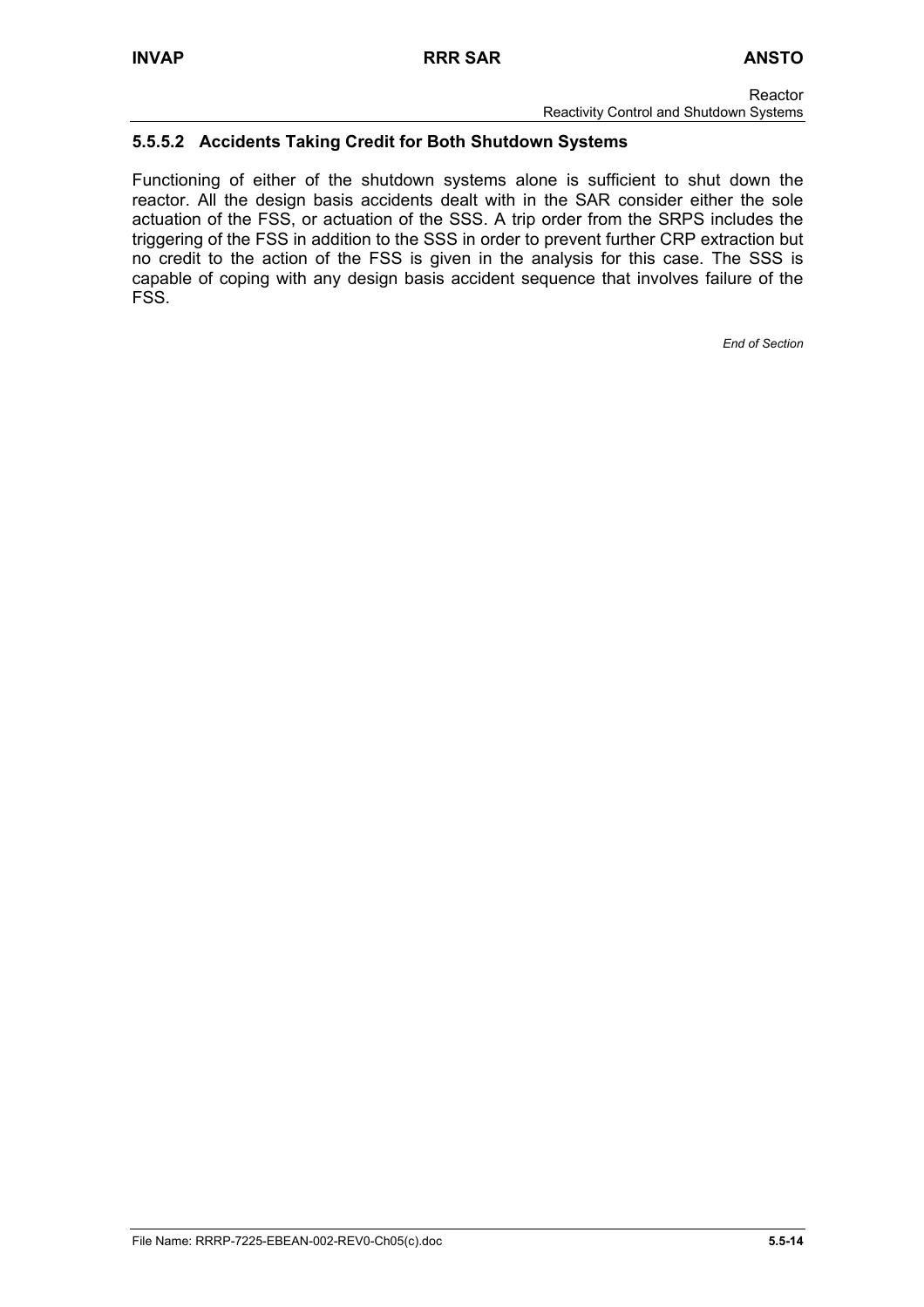#### 5.5.5.2 Accidents Taking Credit for Both Shutdown Systems

Functioning of either of the shutdown systems alone is sufficient to shut down the reactor. All the design basis accidents dealt with in the SAR consider either the sole actuation of the FSS, or actuation of the SSS. A trip order from the SRPS includes the triggering of the FSS in addition to the SSS in order to prevent further CRP extraction but no credit to the action of the FSS is given in the analysis for this case. The SSS is capable of coping with any design basis accident sequence that involves failure of the FSS.

*End of Section*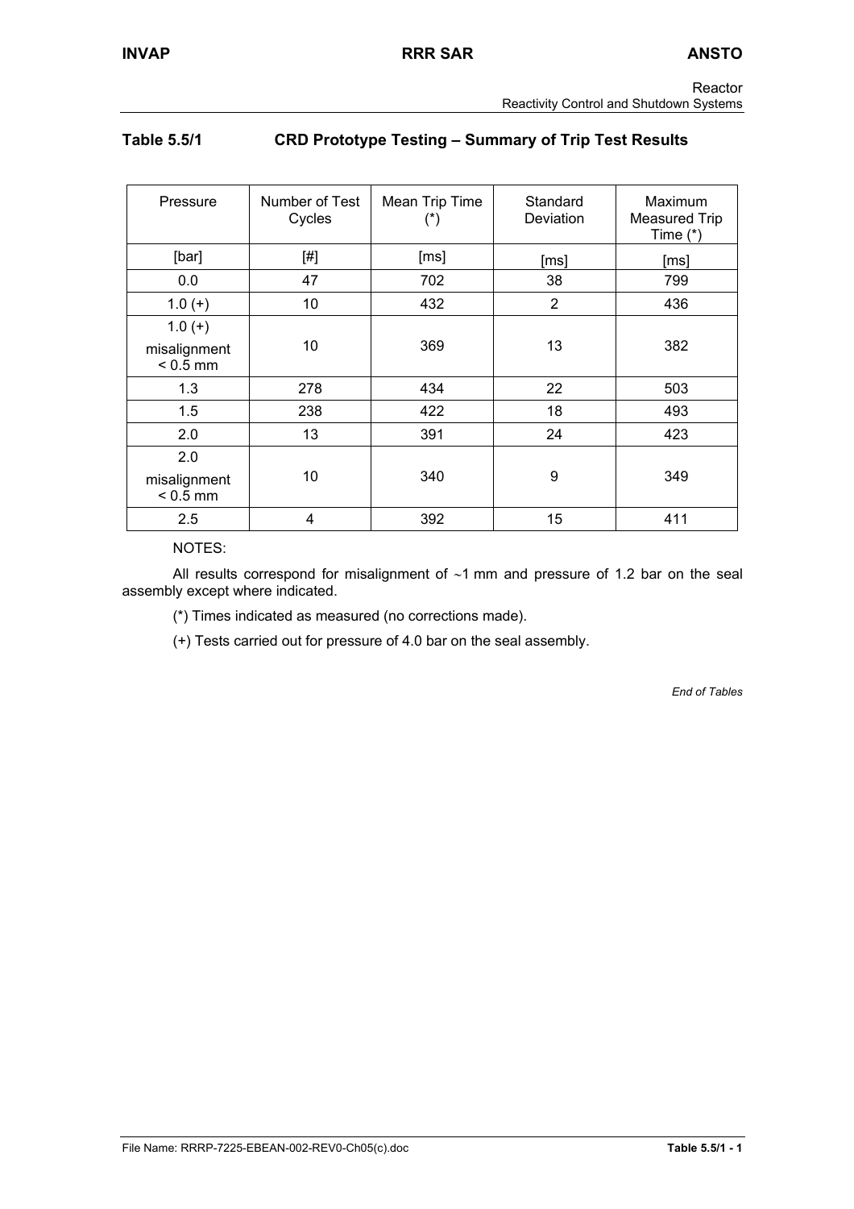## Table 5.5/1 CRD Prototype Testing – Summary of Trip Test Results

| Pressure | Number of Test Cycles | Mean Trip Time (*) | Standard Deviation | Maximum Measured Trip Time (*) |
|---|---|---|---|---|
| [bar] | [#] | [ms] | [ms] | [ms] |
| 0.0 | 47 | 702 | 38 | 799 |
| 1.0 (+) | 10 | 432 | 2 | 436 |
| 1.0 (+) misalignment < 0.5 mm | 10 | 369 | 13 | 382 |
| 1.3 | 278 | 434 | 22 | 503 |
| 1.5 | 238 | 422 | 18 | 493 |
| 2.0 | 13 | 391 | 24 | 423 |
| 2.0 misalignment < 0.5 mm | 10 | 340 | 9 | 349 |
| 2.5 | 4 | 392 | 15 | 411 |

NOTES:

All results correspond for misalignment of ∼1 mm and pressure of 1.2 bar on the seal assembly except where indicated.

(*) Times indicated as measured (no corrections made).

(+) Tests carried out for pressure of 4.0 bar on the seal assembly.

*End of Tables*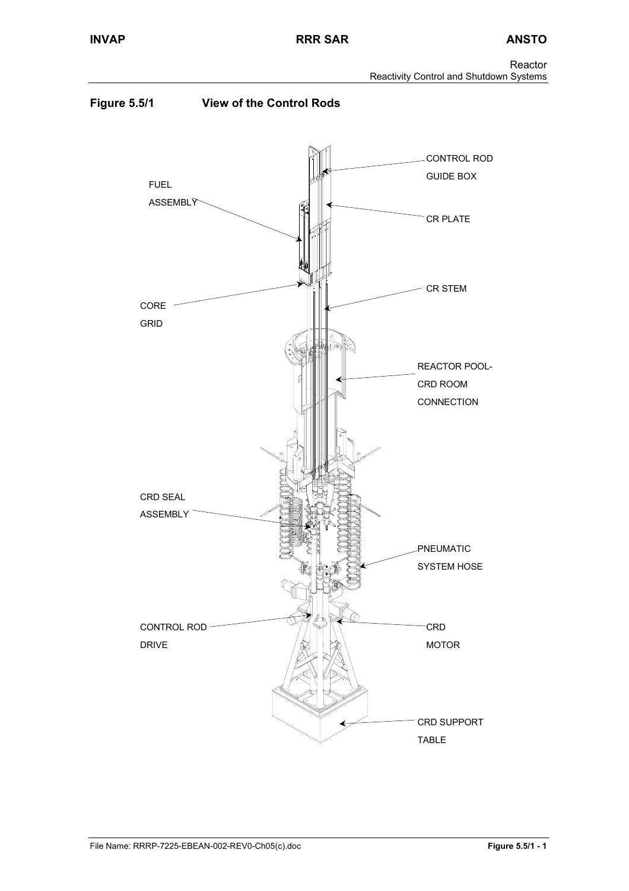## Figure 5.5/1 View of the Control Rods

CONTROL ROD GUIDE BOX

FUEL ASSEMBLY

CR PLATE

CR STEM

CORE GRID

REACTOR POOL-CRD ROOM CONNECTION

CRD SEAL ASSEMBLY

PNEUMATIC SYSTEM HOSE

CONTROL ROD DRIVE

CRD MOTOR

CRD SUPPORT TABLE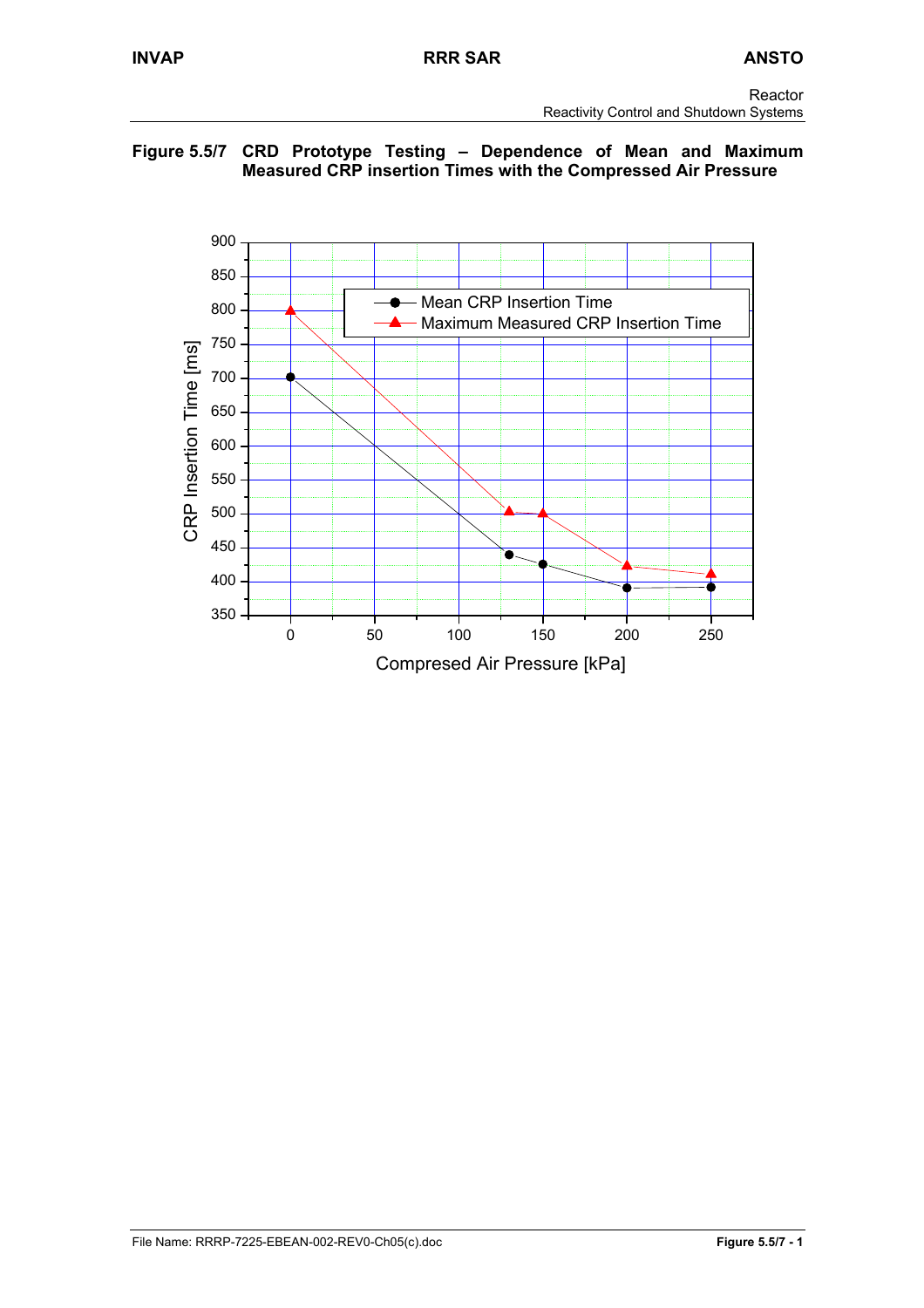**Figure 5.5/7 CRD Prototype Testing – Dependence of Mean and Maximum Measured CRP insertion Times with the Compressed Air Pressure**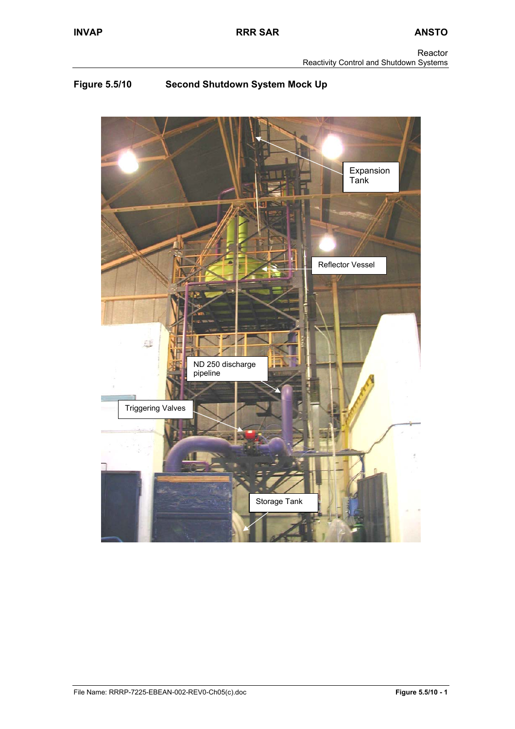**Figure 5.5/10 Second Shutdown System Mock Up**

Expansion Tank

Reflector Vessel

ND 250 discharge pipeline

Triggering Valves

Storage Tank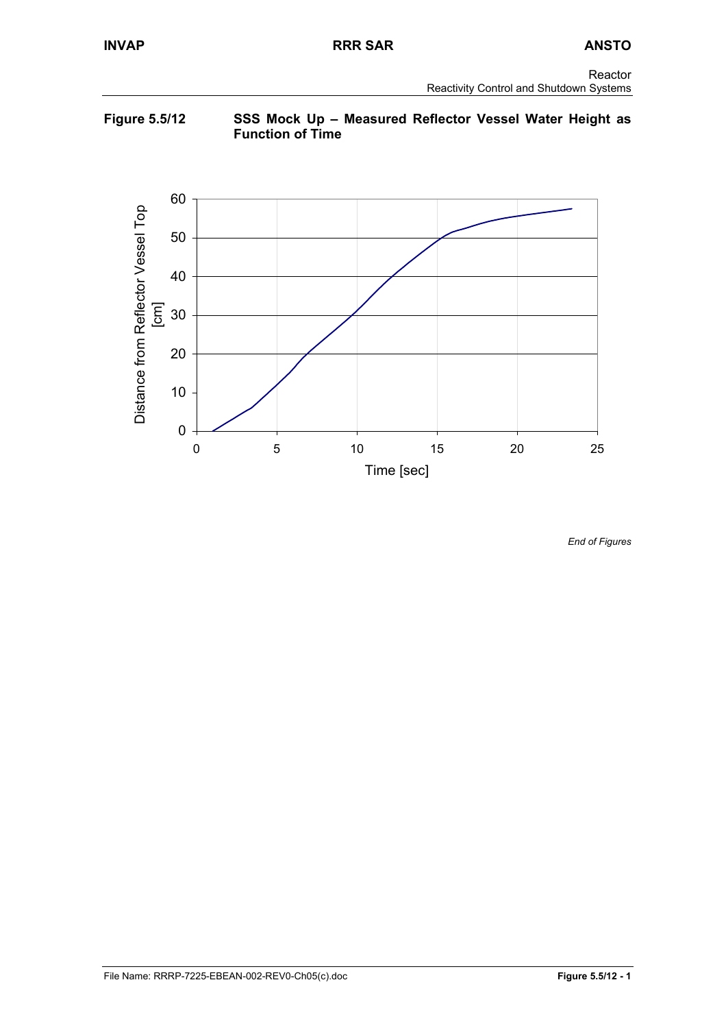**Figure 5.5/12** **SSS Mock Up – Measured Reflector Vessel Water Height as Function of Time**

*End of Figures*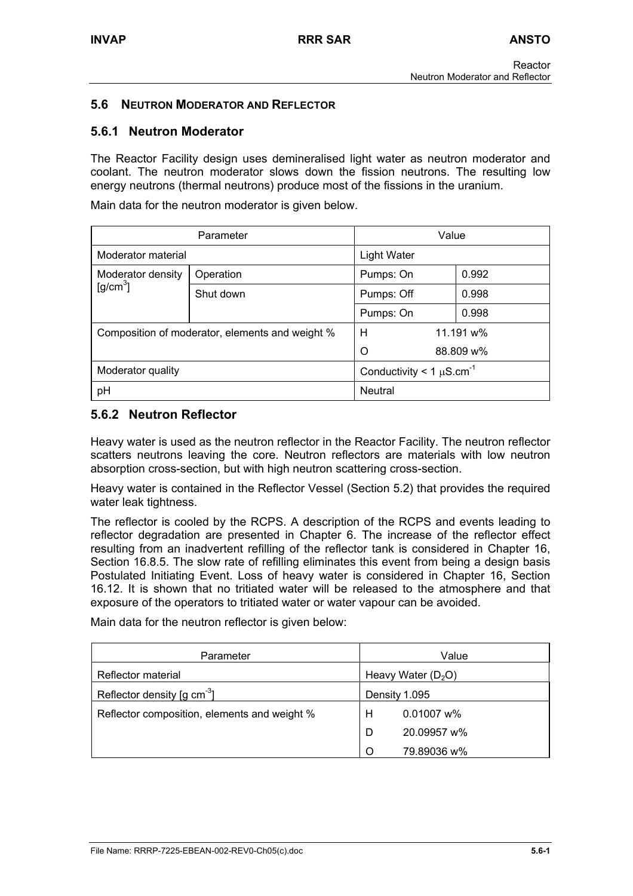## 5.6 NEUTRON MODERATOR AND REFLECTOR

### 5.6.1 Neutron Moderator

The Reactor Facility design uses demineralised light water as neutron moderator and coolant. The neutron moderator slows down the fission neutrons. The resulting low energy neutrons (thermal neutrons) produce most of the fissions in the uranium.

Main data for the neutron moderator is given below.

| Parameter | | Value | |
|---|---|---|---|
| Moderator material | | Light Water | |
| Moderator density [g/cm$^3$] | Operation | Pumps: On | 0.992 |
| | Shut down | Pumps: Off | 0.998 |
| | | Pumps: On | 0.998 |
| Composition of moderator, elements and weight % | | H 11.191 w%<br>O 88.809 w% | |
| Moderator quality | | Conductivity < 1 $\mu$S.cm$^{-1}$ | |
| pH | | Neutral | |

### 5.6.2 Neutron Reflector

Heavy water is used as the neutron reflector in the Reactor Facility. The neutron reflector scatters neutrons leaving the core. Neutron reflectors are materials with low neutron absorption cross-section, but with high neutron scattering cross-section.

Heavy water is contained in the Reflector Vessel (Section 5.2) that provides the required water leak tightness.

The reflector is cooled by the RCPS. A description of the RCPS and events leading to reflector degradation are presented in Chapter 6. The increase of the reflector effect resulting from an inadvertent refilling of the reflector tank is considered in Chapter 16, Section 16.8.5. The slow rate of refilling eliminates this event from being a design basis Postulated Initiating Event. Loss of heavy water is considered in Chapter 16, Section 16.12. It is shown that no tritiated water will be released to the atmosphere and that exposure of the operators to tritiated water or water vapour can be avoided.

Main data for the neutron reflector is given below:

| Parameter | Value |
|---|---|
| Reflector material | Heavy Water ($D_2O$) |
| Reflector density [g cm$^{-3}$] | Density 1.095 |
| Reflector composition, elements and weight % | H 0.01007 w%<br>D 20.09957 w%<br>O 79.89036 w% |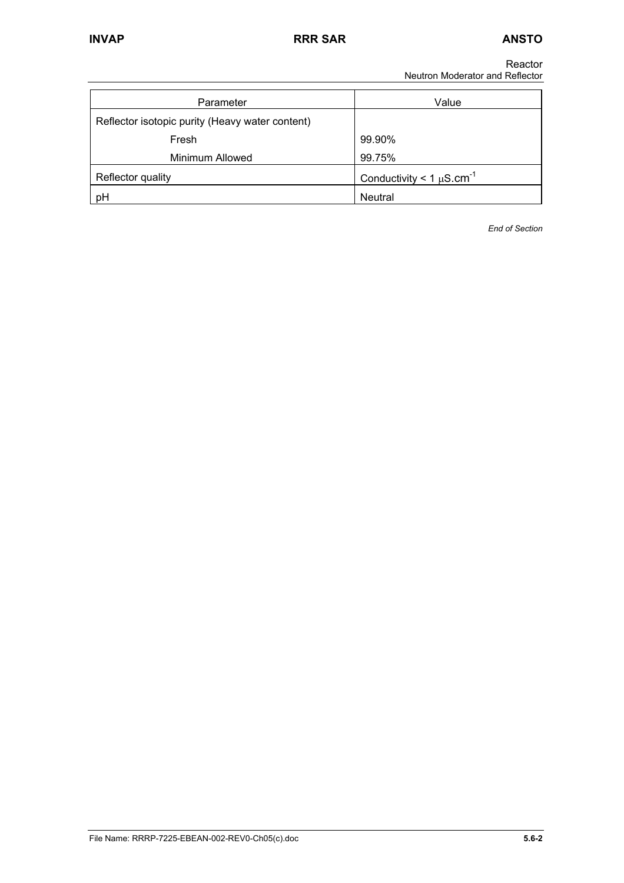| Parameter | Value |
|---|---|
| Reflector isotopic purity (Heavy water content) | |
| Fresh | 99.90% |
| Minimum Allowed | 99.75% |
| Reflector quality | Conductivity < 1 $\mu S.cm^{-1}$ |
| pH | Neutral |

*End of Section*